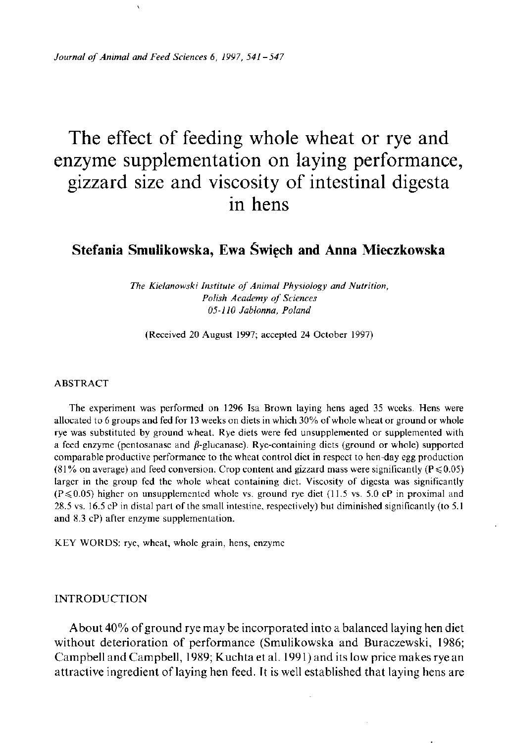# The effect of feeding whole wheat or rye and enzyme supplementation on laying performance, gizzard size and viscosity of intestinal digesta in hens

**Stefania Smulikowska, Ewa Święch and Anna Mieczkowska**

*The Kielanowski Institute of Animal Physiology and Nutrition, Polish Academy of Sciences 05-110 Jabłonna, Poland*

(Received 20 August 1997; accepted 24 October 1997)

## ABSTRACT

The experiment was performed on 1296 Isa Brown laying hens aged 35 weeks. Hens were allocated to 6 groups and fed for 13 weeks on diets in which 30% of whole wheat or ground or whole rye was substituted by ground wheat. Rye diets were fed unsupplemented or supplemented with a feed enzyme (pentosanase and $\beta$-glucanase). Rye-containing diets (ground or whole) supported comparable productive performance to the wheat control diet in respect to hen-day egg production (81% on average) and feed conversion. Crop content and gizzard mass were significantly ($P \leqslant 0.05$) larger in the group fed the whole wheat containing diet. Viscosity of digesta was significantly ($P \leqslant 0.05$) higher on unsupplemented whole vs. ground rye diet (11.5 vs. 5.0 cP in proximal and 28.5 vs. 16.5 cP in distal part of the small intestine, respectively) but diminished significantly (to 5.1 and 8.3 cP) after enzyme supplementation.

KEY WORDS: rye, wheat, whole grain, hens, enzyme

## INTRODUCTION

About 40% of ground rye may be incorporated into a balanced laying hen diet without deterioration of performance (Smulikowska and Buraczewski, 1986; Campbell and Campbell, 1989; Kuchta et al. 1991) and its low price makes rye an attractive ingredient of laying hen feed. It is well established that laying hens are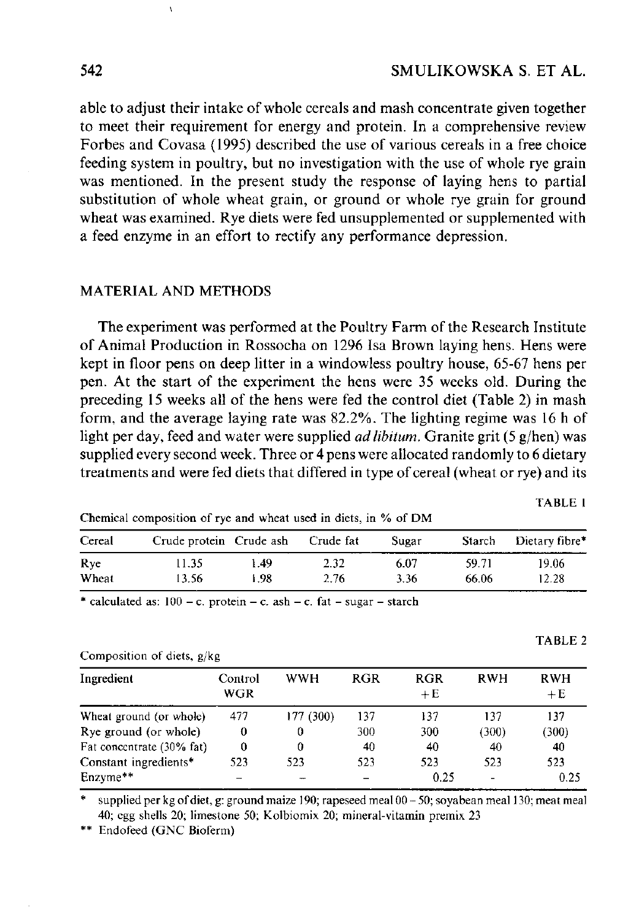able to adjust their intake of whole cereals and mash concentrate given together to meet their requirement for energy and protein. In a comprehensive review Forbes and Covasa (1995) described the use of various cereals in a free choice feeding system in poultry, but no investigation with the use of whole rye grain was mentioned. In the present study the response of laying hens to partial substitution of whole wheat grain, or ground or whole rye grain for ground wheat was examined. Rye diets were fed unsupplemented or supplemented with a feed enzyme in an effort to rectify any performance depression.

## MATERIAL AND METHODS

The experiment was performed at the Poultry Farm of the Research Institute of Animal Production in Rossocha on 1296 Isa Brown laying hens. Hens were kept in floor pens on deep litter in a windowless poultry house, 65-67 hens per pen. At the start of the experiment the hens were 35 weeks old. During the preceding 15 weeks all of the hens were fed the control diet (Table 2) in mash form, and the average laying rate was 82.2%. The lighting regime was 16 h of light per day, feed and water were supplied *ad libitum*. Granite grit (5 g/hen) was supplied every second week. Three or 4 pens were allocated randomly to 6 dietary treatments and were fed diets that differed in type of cereal (wheat or rye) and its

TABLE 1

Chemical composition of rye and wheat used in diets, in % of DM

| Cereal | Crude protein | Crude ash | Crude fat | Sugar | Starch | Dietary fibre* |
|---|---|---|---|---|---|---|
| Rye | 11.35 | 1.49 | 2.32 | 6.07 | 59.71 | 19.06 |
| Wheat | 13.56 | 1.98 | 2.76 | 3.36 | 66.06 | 12.28 |

* calculated as: 100 – c. protein – c. ash – c. fat – sugar – starch

TABLE 2

Composition of diets, g/kg

| Ingredient | Control WGR | WWH | RGR | RGR +E | RWH | RWH +E |
|---|---|---|---|---|---|---|
| Wheat ground (or whole) | 477 | 177 (300) | 137 | 137 | 137 | 137 |
| Rye ground (or whole) | 0 | 0 | 300 | 300 | (300) | (300) |
| Fat concentrate (30% fat) | 0 | 0 | 40 | 40 | 40 | 40 |
| Constant ingredients* | 523 | 523 | 523 | 523 | 523 | 523 |
| Enzyme** | – | – | – | 0.25 | - | 0.25 |

* supplied per kg of diet, g: ground maize 190; rapeseed meal 00 – 50; soyabean meal 130; meat meal 40; egg shells 20; limestone 50; Kolbiomix 20; mineral-vitamin premix 23

** Endofeed (GNC Bioferm)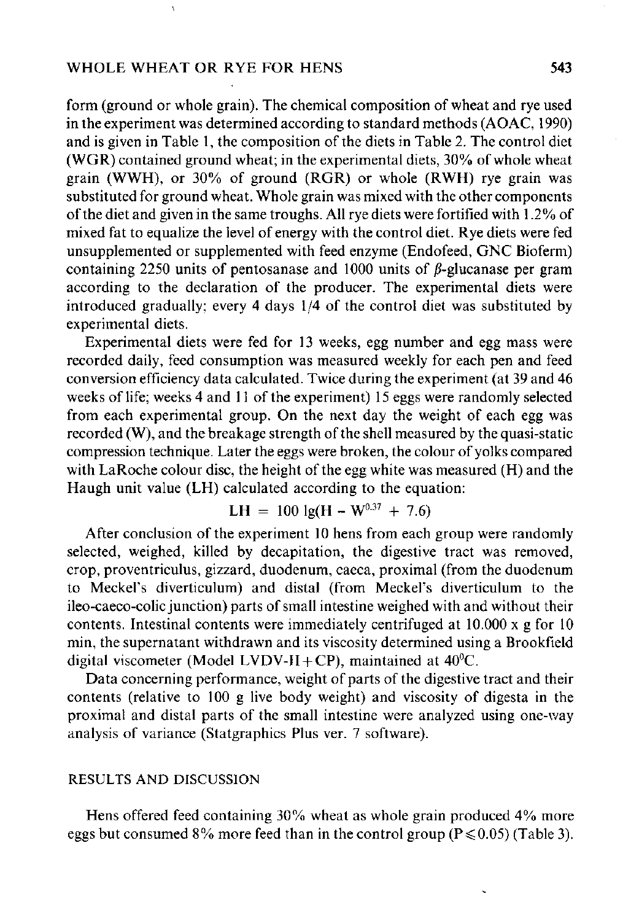form (ground or whole grain). The chemical composition of wheat and rye used in the experiment was determined according to standard methods (AOAC, 1990) and is given in Table 1, the composition of the diets in Table 2. The control diet (WGR) contained ground wheat; in the experimental diets, 30% of whole wheat grain (WWH), or 30% of ground (RGR) or whole (RWH) rye grain was substituted for ground wheat. Whole grain was mixed with the other components of the diet and given in the same troughs. All rye diets were fortified with 1.2% of mixed fat to equalize the level of energy with the control diet. Rye diets were fed unsupplemented or supplemented with feed enzyme (Endofeed, GNC Bioferm) containing 2250 units of pentosanase and 1000 units of $\beta$-glucanase per gram according to the declaration of the producer. The experimental diets were introduced gradually; every 4 days 1/4 of the control diet was substituted by experimental diets.

Experimental diets were fed for 13 weeks, egg number and egg mass were recorded daily, feed consumption was measured weekly for each pen and feed conversion efficiency data calculated. Twice during the experiment (at 39 and 46 weeks of life; weeks 4 and 11 of the experiment) 15 eggs were randomly selected from each experimental group. On the next day the weight of each egg was recorded (W), and the breakage strength of the shell measured by the quasi-static compression technique. Later the eggs were broken, the colour of yolks compared with LaRoche colour disc, the height of the egg white was measured (H) and the Haugh unit value (LH) calculated according to the equation:

$$LH = 100 \lg(H - W^{0.37} + 7.6)$$

After conclusion of the experiment 10 hens from each group were randomly selected, weighed, killed by decapitation, the digestive tract was removed, crop, proventriculus, gizzard, duodenum, caeca, proximal (from the duodenum to Meckel's diverticulum) and distal (from Meckel's diverticulum to the ileo-caeco-colic junction) parts of small intestine weighed with and without their contents. Intestinal contents were immediately centrifuged at 10.000 x g for 10 min, the supernatant withdrawn and its viscosity determined using a Brookfield digital viscometer (Model LVDV-II+CP), maintained at 40°C.

Data concerning performance, weight of parts of the digestive tract and their contents (relative to 100 g live body weight) and viscosity of digesta in the proximal and distal parts of the small intestine were analyzed using one-way analysis of variance (Statgraphics Plus ver. 7 software).

## RESULTS AND DISCUSSION

Hens offered feed containing 30% wheat as whole grain produced 4% more eggs but consumed 8% more feed than in the control group ($P \leq 0.05$) (Table 3).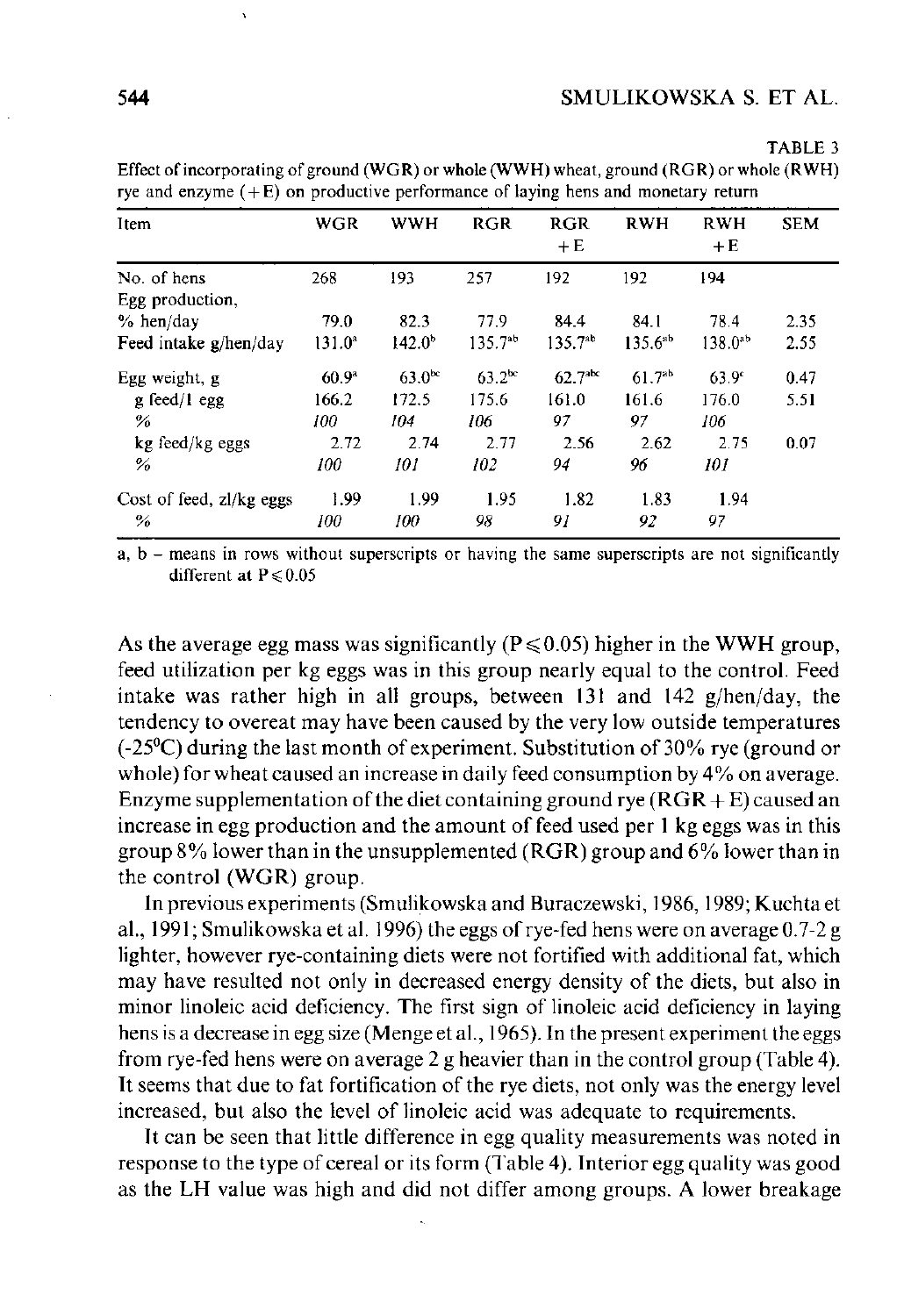TABLE 3

Effect of incorporating of ground (WGR) or whole (WWH) wheat, ground (RGR) or whole (RWH) rye and enzyme (+E) on productive performance of laying hens and monetary return

| Item | WGR | WWH | RGR | RGR +E | RWH | RWH +E | SEM |
|---|---|---|---|---|---|---|---|
| No. of hens | 268 | 193 | 257 | 192 | 192 | 194 | |
| Egg production, | | | | | | | |
| % hen/day | 79.0 | 82.3 | 77.9 | 84.4 | 84.1 | 78.4 | 2.35 |
| Feed intake g/hen/day | 131.0[a] | 142.0[b] | 135.7[ab] | 135.7[ab] | 135.6[ab] | 138.0[ab] | 2.55 |
| Egg weight, g | 60.9[a] | 63.0[bc] | 63.2[bc] | 62.7[abc] | 61.7[ab] | 63.9[c] | 0.47 |
| g feed/1 egg | 166.2 | 172.5 | 175.6 | 161.0 | 161.6 | 176.0 | 5.51 |
| % | *100* | *104* | *106* | *97* | *97* | *106* | |
| kg feed/kg eggs | 2.72 | 2.74 | 2.77 | 2.56 | 2.62 | 2.75 | 0.07 |
| % | *100* | *101* | *102* | *94* | *96* | *101* | |
| Cost of feed, zl/kg eggs | 1.99 | 1.99 | 1.95 | 1.82 | 1.83 | 1.94 | |
| % | *100* | *100* | *98* | *91* | *92* | *97* | |

a, b – means in rows without superscripts or having the same superscripts are not significantly different at $P \leq 0.05$

As the average egg mass was significantly ($P \leq 0.05$) higher in the WWH group, feed utilization per kg eggs was in this group nearly equal to the control. Feed intake was rather high in all groups, between 131 and 142 g/hen/day, the tendency to overeat may have been caused by the very low outside temperatures (-25°C) during the last month of experiment. Substitution of 30% rye (ground or whole) for wheat caused an increase in daily feed consumption by 4% on average. Enzyme supplementation of the diet containing ground rye (RGR + E) caused an increase in egg production and the amount of feed used per 1 kg eggs was in this group 8% lower than in the unsupplemented (RGR) group and 6% lower than in the control (WGR) group.

In previous experiments (Smulikowska and Buraczewski, 1986, 1989; Kuchta et al., 1991; Smulikowska et al. 1996) the eggs of rye-fed hens were on average 0.7-2 g lighter, however rye-containing diets were not fortified with additional fat, which may have resulted not only in decreased energy density of the diets, but also in minor linoleic acid deficiency. The first sign of linoleic acid deficiency in laying hens is a decrease in egg size (Menge et al., 1965). In the present experiment the eggs from rye-fed hens were on average 2 g heavier than in the control group (Table 4). It seems that due to fat fortification of the rye diets, not only was the energy level increased, but also the level of linoleic acid was adequate to requirements.

It can be seen that little difference in egg quality measurements was noted in response to the type of cereal or its form (Table 4). Interior egg quality was good as the LH value was high and did not differ among groups. A lower breakage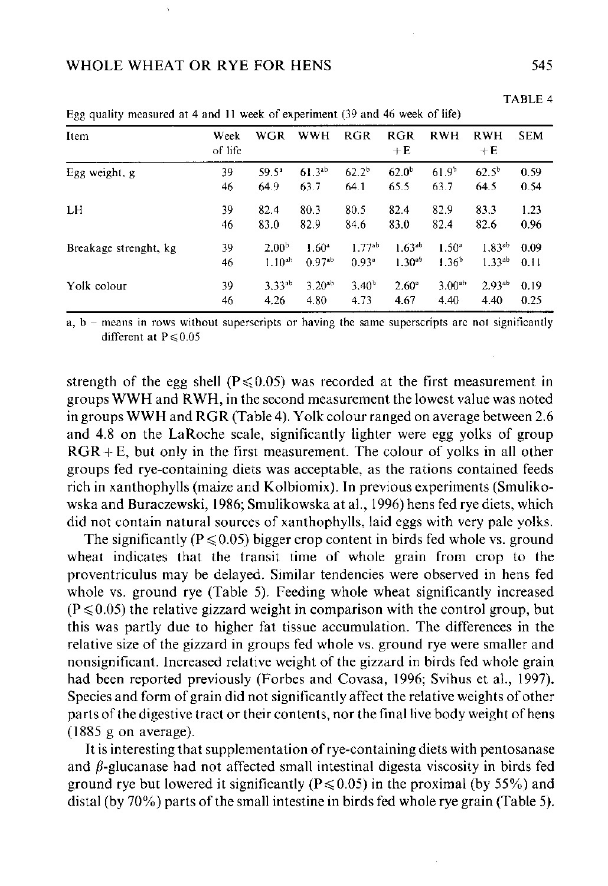TABLE 4

Egg quality measured at 4 and 11 week of experiment (39 and 46 week of life)

| Item | Week of life | WGR | WWH | RGR | RGR +E | RWH | RWH +E | SEM |
|---|---|---|---|---|---|---|---|---|
| Egg weight, g | 39 | 59.5[a] | 61.3[ab] | 62.2[b] | 62.0[b] | 61.9[b] | 62.5[b] | 0.59 |
| | 46 | 64.9 | 63.7 | 64.1 | 65.5 | 63.7 | 64.5 | 0.54 |
| LH | 39 | 82.4 | 80.3 | 80.5 | 82.4 | 82.9 | 83.3 | 1.23 |
| | 46 | 83.0 | 82.9 | 84.6 | 83.0 | 82.4 | 82.6 | 0.96 |
| Breakage strenght, kg | 39 | 2.00[b] | 1.60[a] | 1.77[ab] | 1.63[ab] | 1.50[a] | 1.83[ab] | 0.09 |
| | 46 | 1.10[ab] | 0.97[ab] | 0.93[a] | 1.30[ab] | 1.36[b] | 1.33[ab] | 0.11 |
| Yolk colour | 39 | 3.33[ab] | 3.20[ab] | 3.40[b] | 2.60[a] | 3.00[ab] | 2.93[ab] | 0.19 |
| | 46 | 4.26 | 4.80 | 4.73 | 4.67 | 4.40 | 4.40 | 0.25 |

a, b – means in rows without superscripts or having the same superscripts are not significantly different at $P \leq 0.05$

strength of the egg shell ($P \leq 0.05$) was recorded at the first measurement in groups WWH and RWH, in the second measurement the lowest value was noted in groups WWH and RGR (Table 4). Yolk colour ranged on average between 2.6 and 4.8 on the LaRoche scale, significantly lighter were egg yolks of group RGR + E, but only in the first measurement. The colour of yolks in all other groups fed rye-containing diets was acceptable, as the rations contained feeds rich in xanthophylls (maize and Kolbiomix). In previous experiments (Smulikowska and Buraczewski, 1986; Smulikowska at al., 1996) hens fed rye diets, which did not contain natural sources of xanthophylls, laid eggs with very pale yolks.

The significantly ($P \leq 0.05$) bigger crop content in birds fed whole vs. ground wheat indicates that the transit time of whole grain from crop to the proventriculus may be delayed. Similar tendencies were observed in hens fed whole vs. ground rye (Table 5). Feeding whole wheat significantly increased ($P \leq 0.05$) the relative gizzard weight in comparison with the control group, but this was partly due to higher fat tissue accumulation. The differences in the relative size of the gizzard in groups fed whole vs. ground rye were smaller and nonsignificant. Increased relative weight of the gizzard in birds fed whole grain had been reported previously (Forbes and Covasa, 1996; Svihus et al., 1997). Species and form of grain did not significantly affect the relative weights of other parts of the digestive tract or their contents, nor the final live body weight of hens (1885 g on average).

It is interesting that supplementation of rye-containing diets with pentosanase and $\beta$-glucanase had not affected small intestinal digesta viscosity in birds fed ground rye but lowered it significantly ($P \leq 0.05$) in the proximal (by 55%) and distal (by 70%) parts of the small intestine in birds fed whole rye grain (Table 5).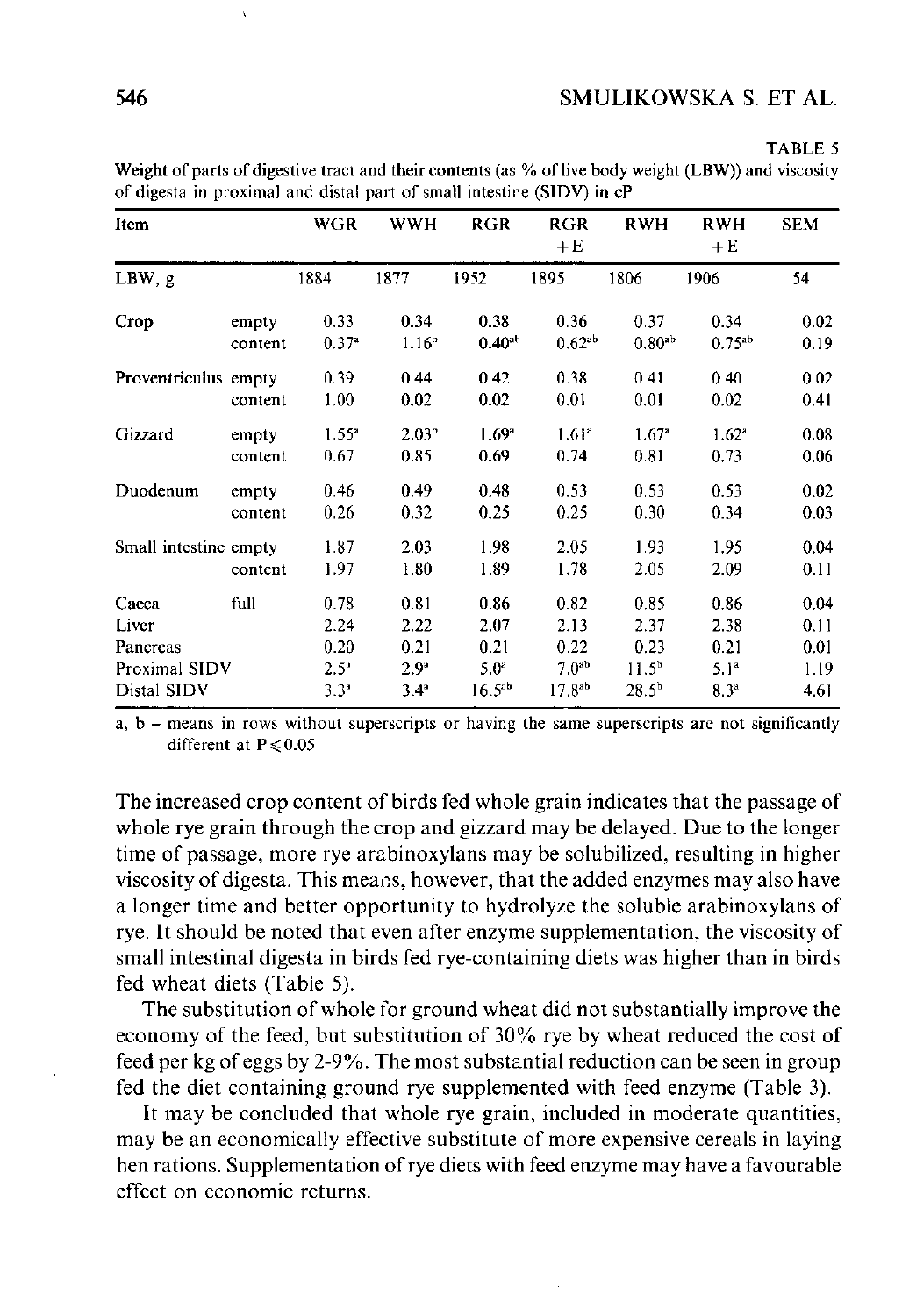TABLE 5

Weight of parts of digestive tract and their contents (as % of live body weight (LBW)) and viscosity of digesta in proximal and distal part of small intestine (SIDV) in cP

| Item | | WGR | WWH | RGR | RGR +E | RWH | RWH +E | SEM |
|---|---|---|---|---|---|---|---|---|
| LBW, g | | 1884 | 1877 | 1952 | 1895 | 1806 | 1906 | 54 |
| Crop | empty | 0.33 | 0.34 | 0.38 | 0.36 | 0.37 | 0.34 | 0.02 |
| | content | 0.37[a] | 1.16[b] | 0.40[ab] | 0.62[ab] | 0.80[ab] | 0.75[ab] | 0.19 |
| Proventriculus | empty | 0.39 | 0.44 | 0.42 | 0.38 | 0.41 | 0.40 | 0.02 |
| | content | 1.00 | 0.02 | 0.02 | 0.01 | 0.01 | 0.02 | 0.41 |
| Gizzard | empty | 1.55[a] | 2.03[b] | 1.69[a] | 1.61[a] | 1.67[a] | 1.62[a] | 0.08 |
| | content | 0.67 | 0.85 | 0.69 | 0.74 | 0.81 | 0.73 | 0.06 |
| Duodenum | empty | 0.46 | 0.49 | 0.48 | 0.53 | 0.53 | 0.53 | 0.02 |
| | content | 0.26 | 0.32 | 0.25 | 0.25 | 0.30 | 0.34 | 0.03 |
| Small intestine | empty | 1.87 | 2.03 | 1.98 | 2.05 | 1.93 | 1.95 | 0.04 |
| | content | 1.97 | 1.80 | 1.89 | 1.78 | 2.05 | 2.09 | 0.11 |
| Caeca | full | 0.78 | 0.81 | 0.86 | 0.82 | 0.85 | 0.86 | 0.04 |
| Liver | | 2.24 | 2.22 | 2.07 | 2.13 | 2.37 | 2.38 | 0.11 |
| Pancreas | | 0.20 | 0.21 | 0.21 | 0.22 | 0.23 | 0.21 | 0.01 |
| Proximal SIDV | | 2.5[a] | 2.9[a] | 5.0[a] | 7.0[ab] | 11.5[b] | 5.1[a] | 1.19 |
| Distal SIDV | | 3.3[a] | 3.4[a] | 16.5[ab] | 17.8[ab] | 28.5[b] | 8.3[a] | 4.61 |

a, b – means in rows without superscripts or having the same superscripts are not significantly different at $P \leq 0.05$

The increased crop content of birds fed whole grain indicates that the passage of whole rye grain through the crop and gizzard may be delayed. Due to the longer time of passage, more rye arabinoxylans may be solubilized, resulting in higher viscosity of digesta. This means, however, that the added enzymes may also have a longer time and better opportunity to hydrolyze the soluble arabinoxylans of rye. It should be noted that even after enzyme supplementation, the viscosity of small intestinal digesta in birds fed rye-containing diets was higher than in birds fed wheat diets (Table 5).

The substitution of whole for ground wheat did not substantially improve the economy of the feed, but substitution of 30% rye by wheat reduced the cost of feed per kg of eggs by 2-9%. The most substantial reduction can be seen in group fed the diet containing ground rye supplemented with feed enzyme (Table 3).

It may be concluded that whole rye grain, included in moderate quantities, may be an economically effective substitute of more expensive cereals in laying hen rations. Supplementation of rye diets with feed enzyme may have a favourable effect on economic returns.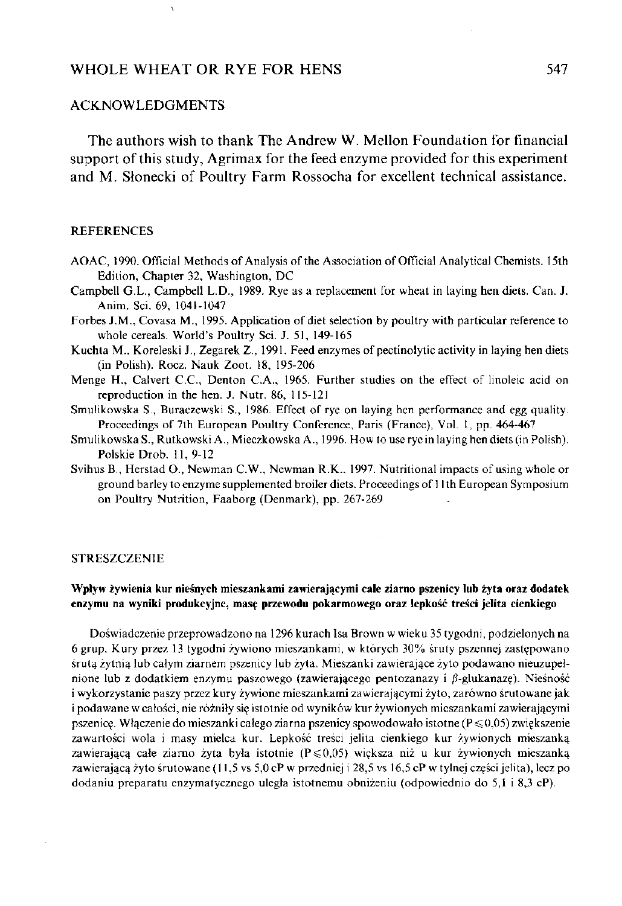## ACKNOWLEDGMENTS

The authors wish to thank The Andrew W. Mellon Foundation for financial support of this study, Agrimax for the feed enzyme provided for this experiment and M. Słonecki of Poultry Farm Rossocha for excellent technical assistance.

## REFERENCES

AOAC, 1990. Official Methods of Analysis of the Association of Official Analytical Chemists. 15th Edition, Chapter 32, Washington, DC

Campbell G.L., Campbell L.D., 1989. Rye as a replacement for wheat in laying hen diets. Can. J. Anim. Sci. 69, 1041-1047

Forbes J.M., Covasa M., 1995. Application of diet selection by poultry with particular reference to whole cereals. World's Poultry Sci. J. 51, 149-165

Kuchta M., Koreleski J., Zegarek Z., 1991. Feed enzymes of pectinolytic activity in laying hen diets (in Polish). Rocz. Nauk Zoot. 18, 195-206

Menge H., Calvert C.C., Denton C.A., 1965. Further studies on the effect of linoleic acid on reproduction in the hen. J. Nutr. 86, 115-121

Smulikowska S., Buraczewski S., 1986. Effect of rye on laying hen performance and egg quality. Proceedings of 7th European Poultry Conference, Paris (France), Vol. 1, pp. 464-467

Smulikowska S., Rutkowski A., Mieczkowska A., 1996. How to use rye in laying hen diets (in Polish). Polskie Drob. 11, 9-12

Svihus B., Herstad O., Newman C.W., Newman R.K., 1997. Nutritional impacts of using whole or ground barley to enzyme supplemented broiler diets. Proceedings of 11th European Symposium on Poultry Nutrition, Faaborg (Denmark), pp. 267-269

## STRESZCZENIE

**Wpływ żywienia kur nieśnych mieszankami zawierającymi całe ziarno pszenicy lub żyta oraz dodatek enzymu na wyniki produkcyjne, masę przewodu pokarmowego oraz lepkość treści jelita cienkiego**

Doświadczenie przeprowadzono na 1296 kurach Isa Brown w wieku 35 tygodni, podzielonych na 6 grup. Kury przez 13 tygodni żywiono mieszankami, w których 30% śruty pszennej zastępowano śrutą żytnią lub całym ziarnem pszenicy lub żyta. Mieszanki zawierające żyto podawano nieuzupełnione lub z dodatkiem enzymu paszowego (zawierającego pentozanazy i $\beta$-glukanazę). Nieśność i wykorzystanie paszy przez kury żywione mieszankami zawierającymi żyto, zarówno śrutowane jak i podawane w całości, nie różniły się istotnie od wyników kur żywionych mieszankami zawierającymi pszenicę. Włączenie do mieszanki całego ziarna pszenicy spowodowało istotne ($P \leq 0{,}05$) zwiększenie zawartości wola i masy mielca kur. Lepkość treści jelita cienkiego kur żywionych mieszanką zawierającą całe ziarno żyta była istotnie ($P \leq 0{,}05$) większa niż u kur żywionych mieszanką zawierającą żyto śrutowane (11,5 vs 5,0 cP w przedniej i 28,5 vs 16,5 cP w tylnej części jelita), lecz po dodaniu preparatu enzymatycznego uległa istotnemu obniżeniu (odpowiednio do 5,1 i 8,3 cP).